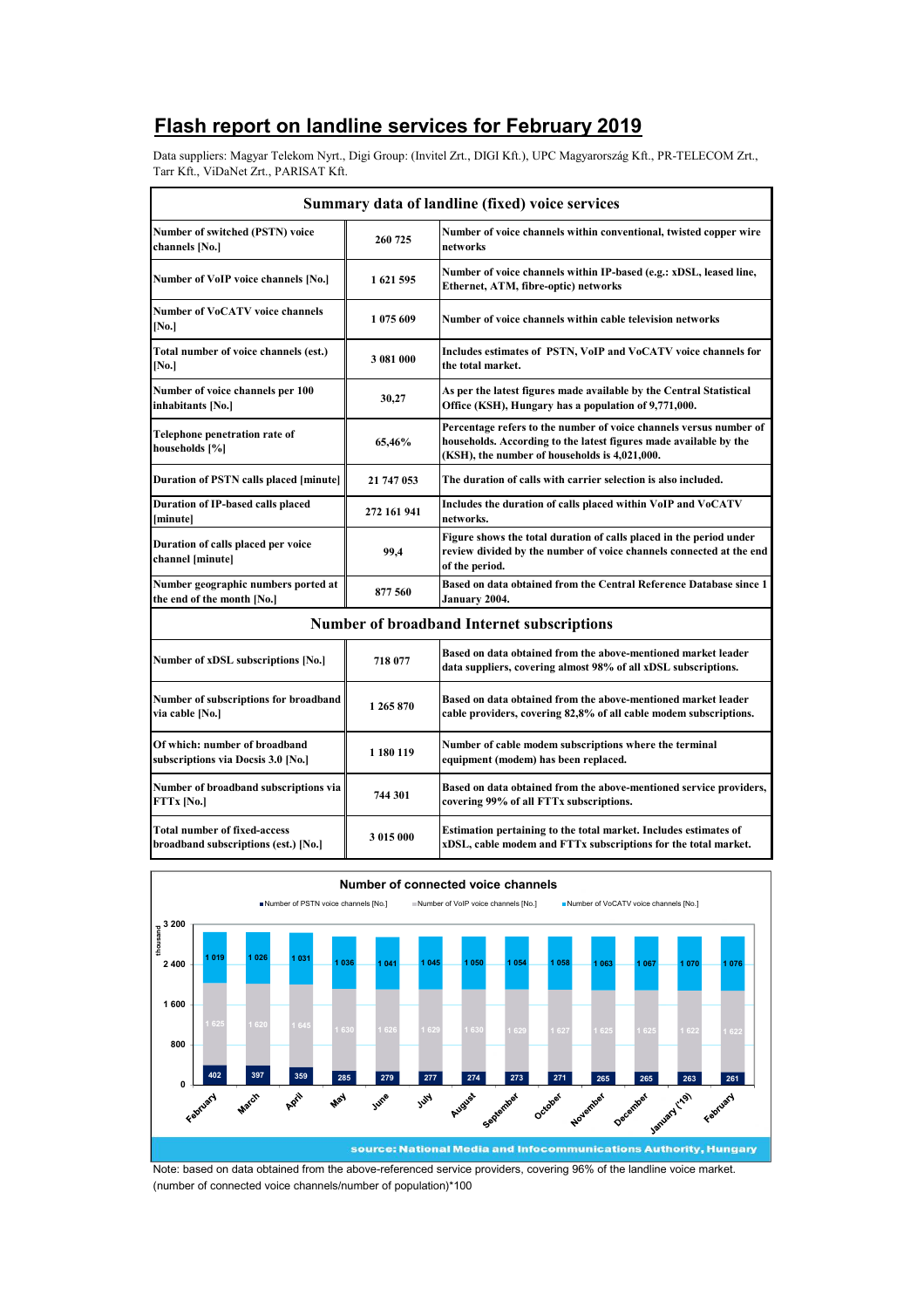# Flash report on landline services for February 2019

Data suppliers: Magyar Telekom Nyrt., Digi Group: (Invitel Zrt., DIGI Kft.), UPC Magyarország Kft., PR-TELECOM Zrt., Tarr Kft., ViDaNet Zrt., PARISAT Kft.

| Summary data of landline (fixed) voice services | | |
|---|---|---|
| Number of switched (PSTN) voice channels [No.] | 260 725 | Number of voice channels within conventional, twisted copper wire networks |
| Number of VoIP voice channels [No.] | 1 621 595 | Number of voice channels within IP-based (e.g.: xDSL, leased line, Ethernet, ATM, fibre-optic) networks |
| Number of VoCATV voice channels [No.] | 1 075 609 | Number of voice channels within cable television networks |
| Total number of voice channels (est.) [No.] | 3 081 000 | Includes estimates of PSTN, VoIP and VoCATV voice channels for the total market. |
| Number of voice channels per 100 inhabitants [No.] | 30,27 | As per the latest figures made available by the Central Statistical Office (KSH), Hungary has a population of 9,771,000. |
| Telephone penetration rate of households [%] | 65,46% | Percentage refers to the number of voice channels versus number of households. According to the latest figures made available by the (KSH), the number of households is 4,021,000. |
| Duration of PSTN calls placed [minute] | 21 747 053 | The duration of calls with carrier selection is also included. |
| Duration of IP-based calls placed [minute] | 272 161 941 | Includes the duration of calls placed within VoIP and VoCATV networks. |
| Duration of calls placed per voice channel [minute] | 99,4 | Figure shows the total duration of calls placed in the period under review divided by the number of voice channels connected at the end of the period. |
| Number geographic numbers ported at the end of the month [No.] | 877 560 | Based on data obtained from the Central Reference Database since 1 January 2004. |
| **Number of broadband Internet subscriptions** | | |
| Number of xDSL subscriptions [No.] | 718 077 | Based on data obtained from the above-mentioned market leader data suppliers, covering almost 98% of all xDSL subscriptions. |
| Number of subscriptions for broadband via cable [No.] | 1 265 870 | Based on data obtained from the above-mentioned market leader cable providers, covering 82,8% of all cable modem subscriptions. |
| Of which: number of broadband subscriptions via Docsis 3.0 [No.] | 1 180 119 | Number of cable modem subscriptions where the terminal equipment (modem) has been replaced. |
| Number of broadband subscriptions via FTTx [No.] | 744 301 | Based on data obtained from the above-mentioned service providers, covering 99% of all FTTx subscriptions. |
| Total number of fixed-access broadband subscriptions (est.) [No.] | 3 015 000 | Estimation pertaining to the total market. Includes estimates of xDSL, cable modem and FTTx subscriptions for the total market. |

**Number of connected voice channels** (thousand)

| Month | Number of PSTN voice channels [No.] | Number of VoIP voice channels [No.] | Number of VoCATV voice channels [No.] |
|---|---|---|---|
| February | 402 | 1 625 | 1 019 |
| March | 397 | 1 620 | 1 026 |
| April | 359 | 1 645 | 1 031 |
| May | 285 | 1 630 | 1 036 |
| June | 279 | 1 626 | 1 041 |
| July | 277 | 1 629 | 1 045 |
| August | 274 | 1 630 | 1 050 |
| September | 273 | 1 629 | 1 054 |
| October | 271 | 1 627 | 1 058 |
| November | 265 | 1 625 | 1 063 |
| December | 265 | 1 625 | 1 067 |
| January ('19) | 263 | 1 622 | 1 070 |
| February | 261 | 1 622 | 1 076 |

source: National Media and Infocommunications Authority, Hungary

Note: based on data obtained from the above-referenced service providers, covering 96% of the landline voice market.
(number of connected voice channels/number of population)*100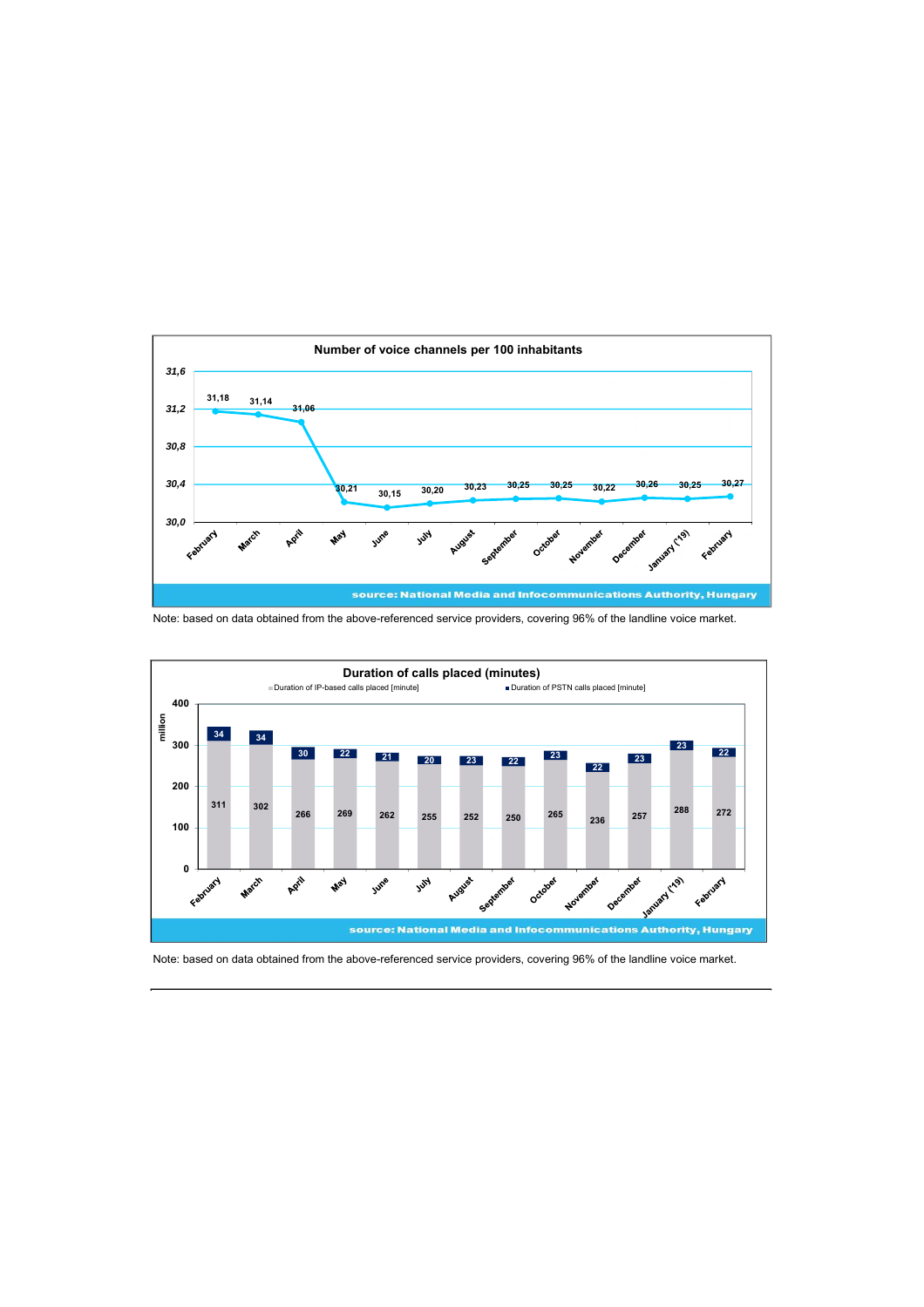**Number of voice channels per 100 inhabitants**

| Month | Voice channels per 100 inhabitants |
|---|---|
| February | 31,18 |
| March | 31,14 |
| April | 31,06 |
| May | 30,21 |
| June | 30,15 |
| July | 30,20 |
| August | 30,23 |
| September | 30,25 |
| October | 30,25 |
| November | 30,22 |
| December | 30,26 |
| January ('19) | 30,25 |
| February | 30,27 |

source: National Media and Infocommunications Authority, Hungary

Note: based on data obtained from the above-referenced service providers, covering 96% of the landline voice market.

**Duration of calls placed (minutes)**

| Month | Duration of IP-based calls placed [minute] (million) | Duration of PSTN calls placed [minute] (million) |
|---|---|---|
| February | 311 | 34 |
| March | 302 | 34 |
| April | 266 | 30 |
| May | 269 | 22 |
| June | 262 | 21 |
| July | 255 | 20 |
| August | 252 | 23 |
| September | 250 | 22 |
| October | 265 | 23 |
| November | 236 | 22 |
| December | 257 | 23 |
| January ('19) | 288 | 23 |
| February | 272 | 22 |

source: National Media and Infocommunications Authority, Hungary

Note: based on data obtained from the above-referenced service providers, covering 96% of the landline voice market.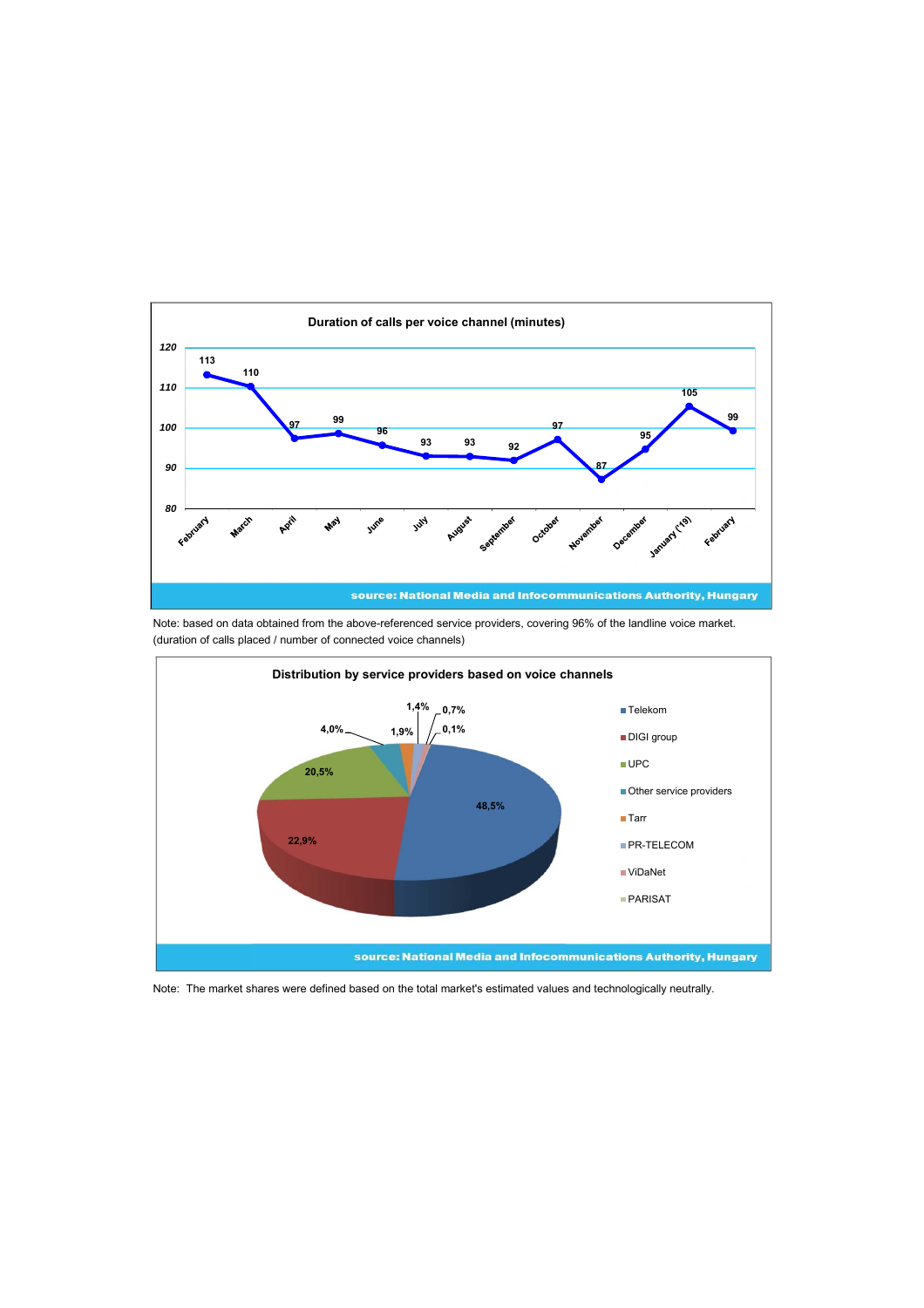**Duration of calls per voice channel (minutes)**

| February | March | April | May | June | July | August | September | October | November | December | January ('19) | February |
|---|---|---|---|---|---|---|---|---|---|---|---|---|
| 113 | 110 | 97 | 99 | 96 | 93 | 93 | 92 | 97 | 87 | 95 | 105 | 99 |

source: National Media and Infocommunications Authority, Hungary

Note: based on data obtained from the above-referenced service providers, covering 96% of the landline voice market. (duration of calls placed / number of connected voice channels)

**Distribution by service providers based on voice channels**

| Service provider | Share |
|---|---|
| Telekom | 48,5% |
| DIGI group | 22,9% |
| UPC | 20,5% |
| Other service providers | 4,0% |
| Tarr | 1,9% |
| PR-TELECOM | 1,4% |
| ViDaNet | 0,7% |
| PARISAT | 0,1% |

source: National Media and Infocommunications Authority, Hungary

Note: The market shares were defined based on the total market's estimated values and technologically neutrally.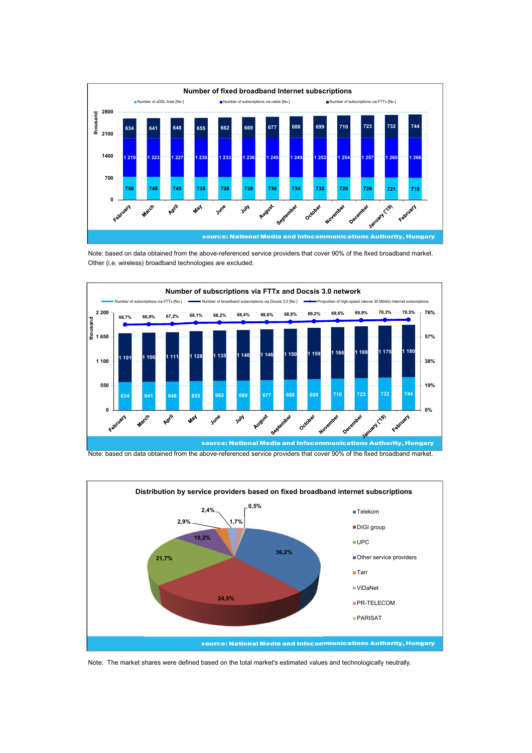## Number of fixed broadband Internet subscriptions

| Month | Number of xDSL lines [No.] | Number of subscriptions via cable [No.] | Number of subscriptions via FTTx [No.] |
|---|---|---|---|
| February | 750 | 1 219 | 634 |
| March | 748 | 1 223 | 641 |
| April | 745 | 1 227 | 648 |
| May | 735 | 1 230 | 655 |
| June | 738 | 1 233 | 662 |
| July | 739 | 1 236 | 669 |
| August | 736 | 1 245 | 677 |
| September | 734 | 1 249 | 688 |
| October | 732 | 1 252 | 699 |
| November | 729 | 1 254 | 710 |
| December | 726 | 1 257 | 723 |
| January ('19) | 721 | 1 260 | 732 |
| February | 718 | 1 266 | 744 |

thousand

source: National Media and Infocommunications Authority, Hungary

Note: based on data obtained from the above-referenced service providers that cover 90% of the fixed broadband market. Other (i.e. wireless) broadband technologies are excluded.

## Number of subscriptions via FTTx and Docsis 3.0 network

| Month | Number of subscriptions via FTTx [No.] | Number of broadband subscriptions via Docsis 3.0 [No.] | Proportion of high-speed (above 30 Mbit/s) Internet subscriptions |
|---|---|---|---|
| February | 634 | 1 101 | 66,7% |
| March | 641 | 1 106 | 66,9% |
| April | 648 | 1 111 | 67,2% |
| May | 655 | 1 128 | 68,1% |
| June | 662 | 1 135 | 68,2% |
| July | 669 | 1 140 | 68,4% |
| August | 677 | 1 146 | 68,6% |
| September | 688 | 1 150 | 68,8% |
| October | 699 | 1 159 | 69,2% |
| November | 710 | 1 166 | 69,6% |
| December | 723 | 1 169 | 69,9% |
| January ('19) | 732 | 1 175 | 70,3% |
| February | 744 | 1 180 | 70,5% |

thousand

source: National Media and Infocommunications Authority, Hungary

Note: based on data obtained from the above-referenced service providers that cover 90% of the fixed broadband market.

## Distribution by service providers based on fixed broadband internet subscriptions

| Service provider | Share |
|---|---|
| Telekom | 36,2% |
| DIGI group | 24,5% |
| UPC | 21,7% |
| Other service providers | 10,2% |
| Tarr | 2,9% |
| ViDaNet | 2,4% |
| PR-TELECOM | 1,7% |
| PARISAT | 0,5% |

source: National Media and Infocommunications Authority, Hungary

Note: The market shares were defined based on the total market's estimated values and technologically neutrally.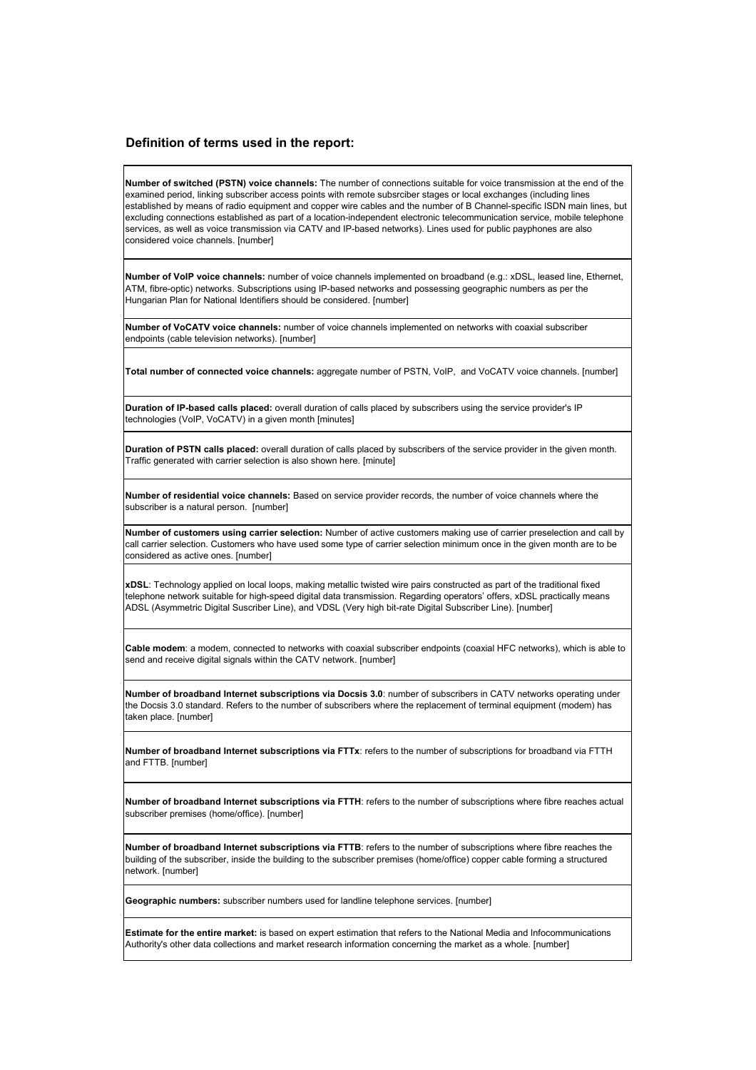## Definition of terms used in the report:

**Number of switched (PSTN) voice channels:** The number of connections suitable for voice transmission at the end of the examined period, linking subscriber access points with remote subsrciber stages or local exchanges (including lines established by means of radio equipment and copper wire cables and the number of B Channel-specific ISDN main lines, but excluding connections established as part of a location-independent electronic telecommunication service, mobile telephone services, as well as voice transmission via CATV and IP-based networks). Lines used for public payphones are also considered voice channels. [number]

**Number of VoIP voice channels:** number of voice channels implemented on broadband (e.g.: xDSL, leased line, Ethernet, ATM, fibre-optic) networks. Subscriptions using IP-based networks and possessing geographic numbers as per the Hungarian Plan for National Identifiers should be considered. [number]

**Number of VoCATV voice channels:** number of voice channels implemented on networks with coaxial subscriber endpoints (cable television networks). [number]

**Total number of connected voice channels:** aggregate number of PSTN, VoIP, and VoCATV voice channels. [number]

**Duration of IP-based calls placed:** overall duration of calls placed by subscribers using the service provider's IP technologies (VoIP, VoCATV) in a given month [minutes]

**Duration of PSTN calls placed:** overall duration of calls placed by subscribers of the service provider in the given month. Traffic generated with carrier selection is also shown here. [minute]

**Number of residential voice channels:** Based on service provider records, the number of voice channels where the subscriber is a natural person. [number]

**Number of customers using carrier selection:** Number of active customers making use of carrier preselection and call by call carrier selection. Customers who have used some type of carrier selection minimum once in the given month are to be considered as active ones. [number]

**xDSL**: Technology applied on local loops, making metallic twisted wire pairs constructed as part of the traditional fixed telephone network suitable for high-speed digital data transmission. Regarding operators' offers, xDSL practically means ADSL (Asymmetric Digital Suscriber Line), and VDSL (Very high bit-rate Digital Subscriber Line). [number]

**Cable modem**: a modem, connected to networks with coaxial subscriber endpoints (coaxial HFC networks), which is able to send and receive digital signals within the CATV network. [number]

**Number of broadband Internet subscriptions via Docsis 3.0**: number of subscribers in CATV networks operating under the Docsis 3.0 standard. Refers to the number of subscribers where the replacement of terminal equipment (modem) has taken place. [number]

**Number of broadband Internet subscriptions via FTTx**: refers to the number of subscriptions for broadband via FTTH and FTTB. [number]

**Number of broadband Internet subscriptions via FTTH**: refers to the number of subscriptions where fibre reaches actual subscriber premises (home/office). [number]

**Number of broadband Internet subscriptions via FTTB**: refers to the number of subscriptions where fibre reaches the building of the subscriber, inside the building to the subscriber premises (home/office) copper cable forming a structured network. [number]

**Geographic numbers:** subscriber numbers used for landline telephone services. [number]

**Estimate for the entire market:** is based on expert estimation that refers to the National Media and Infocommunications Authority's other data collections and market research information concerning the market as a whole. [number]